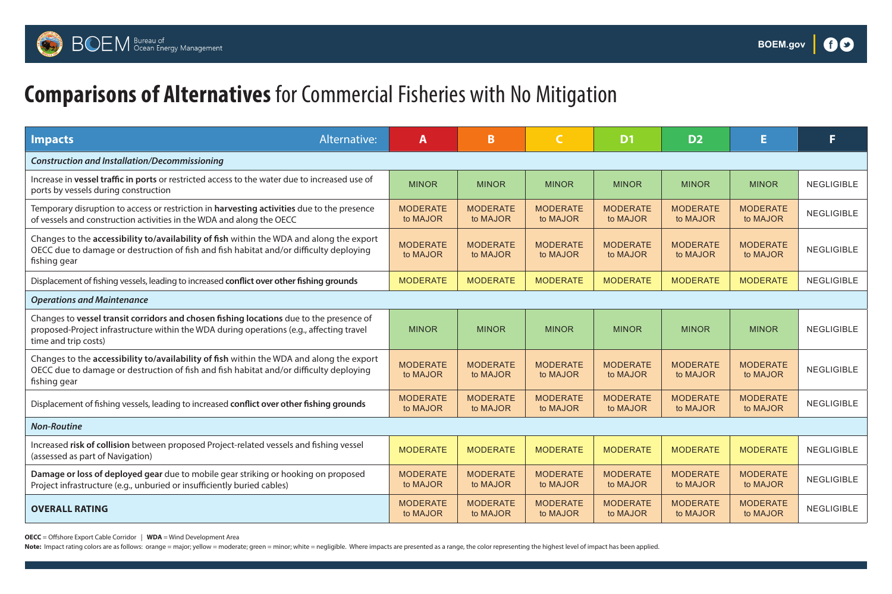# **Comparisons of Alternatives** for Commercial Fisheries with No Mitigation

| **Impacts** Alternative: | A | B | C | D1 | D2 | E | F |
|---|---|---|---|---|---|---|---|
| ***Construction and Installation/Decommissioning*** | | | | | | | |
| Increase in **vessel traffic in ports** or restricted access to the water due to increased use of ports by vessels during construction | MINOR | MINOR | MINOR | MINOR | MINOR | MINOR | NEGLIGIBLE |
| Temporary disruption to access or restriction in **harvesting activities** due to the presence of vessels and construction activities in the WDA and along the OECC | MODERATE to MAJOR | MODERATE to MAJOR | MODERATE to MAJOR | MODERATE to MAJOR | MODERATE to MAJOR | MODERATE to MAJOR | NEGLIGIBLE |
| Changes to the **accessibility to/availability of fish** within the WDA and along the export OECC due to damage or destruction of fish and fish habitat and/or difficulty deploying fishing gear | MODERATE to MAJOR | MODERATE to MAJOR | MODERATE to MAJOR | MODERATE to MAJOR | MODERATE to MAJOR | MODERATE to MAJOR | NEGLIGIBLE |
| Displacement of fishing vessels, leading to increased **conflict over other fishing grounds** | MODERATE | MODERATE | MODERATE | MODERATE | MODERATE | MODERATE | NEGLIGIBLE |
| ***Operations and Maintenance*** | | | | | | | |
| Changes to **vessel transit corridors and chosen fishing locations** due to the presence of proposed-Project infrastructure within the WDA during operations (e.g., affecting travel time and trip costs) | MINOR | MINOR | MINOR | MINOR | MINOR | MINOR | NEGLIGIBLE |
| Changes to the **accessibility to/availability of fish** within the WDA and along the export OECC due to damage or destruction of fish and fish habitat and/or difficulty deploying fishing gear | MODERATE to MAJOR | MODERATE to MAJOR | MODERATE to MAJOR | MODERATE to MAJOR | MODERATE to MAJOR | MODERATE to MAJOR | NEGLIGIBLE |
| Displacement of fishing vessels, leading to increased **conflict over other fishing grounds** | MODERATE to MAJOR | MODERATE to MAJOR | MODERATE to MAJOR | MODERATE to MAJOR | MODERATE to MAJOR | MODERATE to MAJOR | NEGLIGIBLE |
| ***Non-Routine*** | | | | | | | |
| Increased **risk of collision** between proposed Project-related vessels and fishing vessel (assessed as part of Navigation) | MODERATE | MODERATE | MODERATE | MODERATE | MODERATE | MODERATE | NEGLIGIBLE |
| **Damage or loss of deployed gear** due to mobile gear striking or hooking on proposed Project infrastructure (e.g., unburied or insufficiently buried cables) | MODERATE to MAJOR | MODERATE to MAJOR | MODERATE to MAJOR | MODERATE to MAJOR | MODERATE to MAJOR | MODERATE to MAJOR | NEGLIGIBLE |
| **OVERALL RATING** | MODERATE to MAJOR | MODERATE to MAJOR | MODERATE to MAJOR | MODERATE to MAJOR | MODERATE to MAJOR | MODERATE to MAJOR | NEGLIGIBLE |

**OECC** = Offshore Export Cable Corridor | **WDA** = Wind Development Area

**Note:** Impact rating colors are as follows: orange = major; yellow = moderate; green = minor; white = negligible. Where impacts are presented as a range, the color representing the highest level of impact has been applied.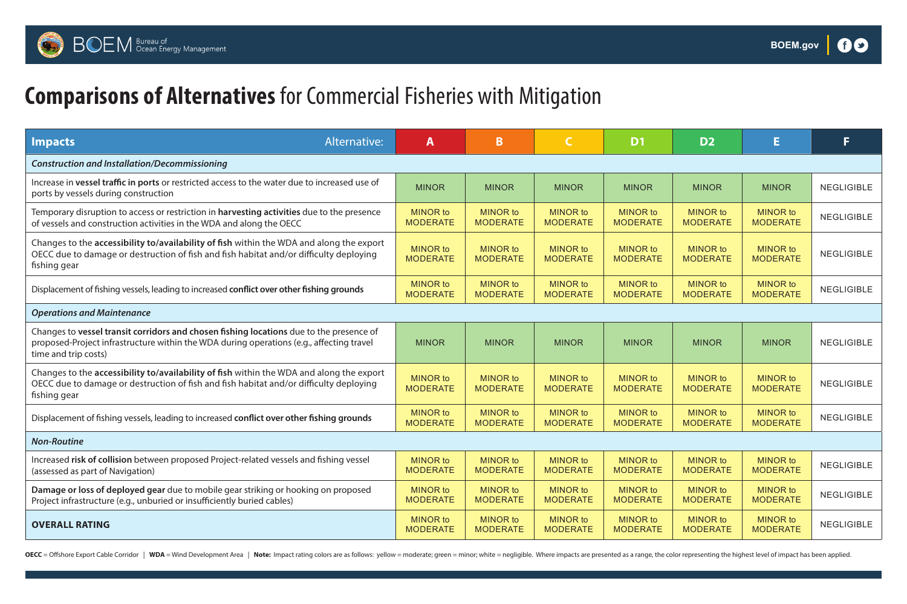# **Comparisons of Alternatives** for Commercial Fisheries with Mitigation

| **Impacts** Alternative: | A | B | C | D1 | D2 | E | F |
|---|---|---|---|---|---|---|---|
| ***Construction and Installation/Decommissioning*** | | | | | | | |
| Increase in **vessel traffic in ports** or restricted access to the water due to increased use of ports by vessels during construction | MINOR | MINOR | MINOR | MINOR | MINOR | MINOR | NEGLIGIBLE |
| Temporary disruption to access or restriction in **harvesting activities** due to the presence of vessels and construction activities in the WDA and along the OECC | MINOR to MODERATE | MINOR to MODERATE | MINOR to MODERATE | MINOR to MODERATE | MINOR to MODERATE | MINOR to MODERATE | NEGLIGIBLE |
| Changes to the **accessibility to/availability of fish** within the WDA and along the export OECC due to damage or destruction of fish and fish habitat and/or difficulty deploying fishing gear | MINOR to MODERATE | MINOR to MODERATE | MINOR to MODERATE | MINOR to MODERATE | MINOR to MODERATE | MINOR to MODERATE | NEGLIGIBLE |
| Displacement of fishing vessels, leading to increased **conflict over other fishing grounds** | MINOR to MODERATE | MINOR to MODERATE | MINOR to MODERATE | MINOR to MODERATE | MINOR to MODERATE | MINOR to MODERATE | NEGLIGIBLE |
| ***Operations and Maintenance*** | | | | | | | |
| Changes to **vessel transit corridors and chosen fishing locations** due to the presence of proposed-Project infrastructure within the WDA during operations (e.g., affecting travel time and trip costs) | MINOR | MINOR | MINOR | MINOR | MINOR | MINOR | NEGLIGIBLE |
| Changes to the **accessibility to/availability of fish** within the WDA and along the export OECC due to damage or destruction of fish and fish habitat and/or difficulty deploying fishing gear | MINOR to MODERATE | MINOR to MODERATE | MINOR to MODERATE | MINOR to MODERATE | MINOR to MODERATE | MINOR to MODERATE | NEGLIGIBLE |
| Displacement of fishing vessels, leading to increased **conflict over other fishing grounds** | MINOR to MODERATE | MINOR to MODERATE | MINOR to MODERATE | MINOR to MODERATE | MINOR to MODERATE | MINOR to MODERATE | NEGLIGIBLE |
| ***Non-Routine*** | | | | | | | |
| Increased **risk of collision** between proposed Project-related vessels and fishing vessel (assessed as part of Navigation) | MINOR to MODERATE | MINOR to MODERATE | MINOR to MODERATE | MINOR to MODERATE | MINOR to MODERATE | MINOR to MODERATE | NEGLIGIBLE |
| **Damage or loss of deployed gear** due to mobile gear striking or hooking on proposed Project infrastructure (e.g., unburied or insufficiently buried cables) | MINOR to MODERATE | MINOR to MODERATE | MINOR to MODERATE | MINOR to MODERATE | MINOR to MODERATE | MINOR to MODERATE | NEGLIGIBLE |
| **OVERALL RATING** | MINOR to MODERATE | MINOR to MODERATE | MINOR to MODERATE | MINOR to MODERATE | MINOR to MODERATE | MINOR to MODERATE | NEGLIGIBLE |

**OECC** = Offshore Export Cable Corridor | **WDA** = Wind Development Area | **Note:** Impact rating colors are as follows: yellow = moderate; green = minor; white = negligible. Where impacts are presented as a range, the color representing the highest level of impact has been applied.